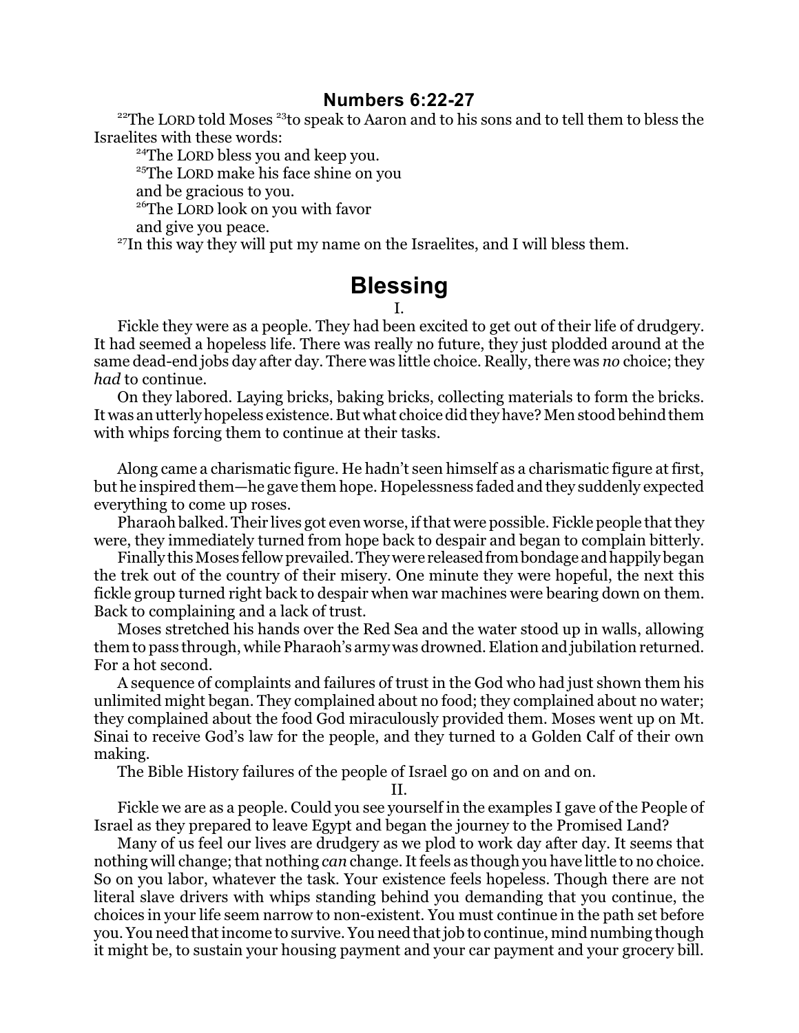## Numbers 6:22-27

[22]The LORD told Moses [23]to speak to Aaron and to his sons and to tell them to bless the Israelites with these words:

> [24]The LORD bless you and keep you.
> [25]The LORD make his face shine on you
> and be gracious to you.
> [26]The LORD look on you with favor
> and give you peace.

[27]In this way they will put my name on the Israelites, and I will bless them.

# Blessing

I.

Fickle they were as a people. They had been excited to get out of their life of drudgery. It had seemed a hopeless life. There was really no future, they just plodded around at the same dead-end jobs day after day. There was little choice. Really, there was *no* choice; they *had* to continue.

On they labored. Laying bricks, baking bricks, collecting materials to form the bricks. It was an utterly hopeless existence. But what choice did they have? Men stood behind them with whips forcing them to continue at their tasks.

Along came a charismatic figure. He hadn't seen himself as a charismatic figure at first, but he inspired them—he gave them hope. Hopelessness faded and they suddenly expected everything to come up roses.

Pharaoh balked. Their lives got even worse, if that were possible. Fickle people that they were, they immediately turned from hope back to despair and began to complain bitterly.

Finally this Moses fellow prevailed. They were released from bondage and happily began the trek out of the country of their misery. One minute they were hopeful, the next this fickle group turned right back to despair when war machines were bearing down on them. Back to complaining and a lack of trust.

Moses stretched his hands over the Red Sea and the water stood up in walls, allowing them to pass through, while Pharaoh's army was drowned. Elation and jubilation returned. For a hot second.

A sequence of complaints and failures of trust in the God who had just shown them his unlimited might began. They complained about no food; they complained about no water; they complained about the food God miraculously provided them. Moses went up on Mt. Sinai to receive God's law for the people, and they turned to a Golden Calf of their own making.

The Bible History failures of the people of Israel go on and on and on.

II.

Fickle we are as a people. Could you see yourself in the examples I gave of the People of Israel as they prepared to leave Egypt and began the journey to the Promised Land?

Many of us feel our lives are drudgery as we plod to work day after day. It seems that nothing will change; that nothing *can* change. It feels as though you have little to no choice. So on you labor, whatever the task. Your existence feels hopeless. Though there are not literal slave drivers with whips standing behind you demanding that you continue, the choices in your life seem narrow to non-existent. You must continue in the path set before you. You need that income to survive. You need that job to continue, mind numbing though it might be, to sustain your housing payment and your car payment and your grocery bill.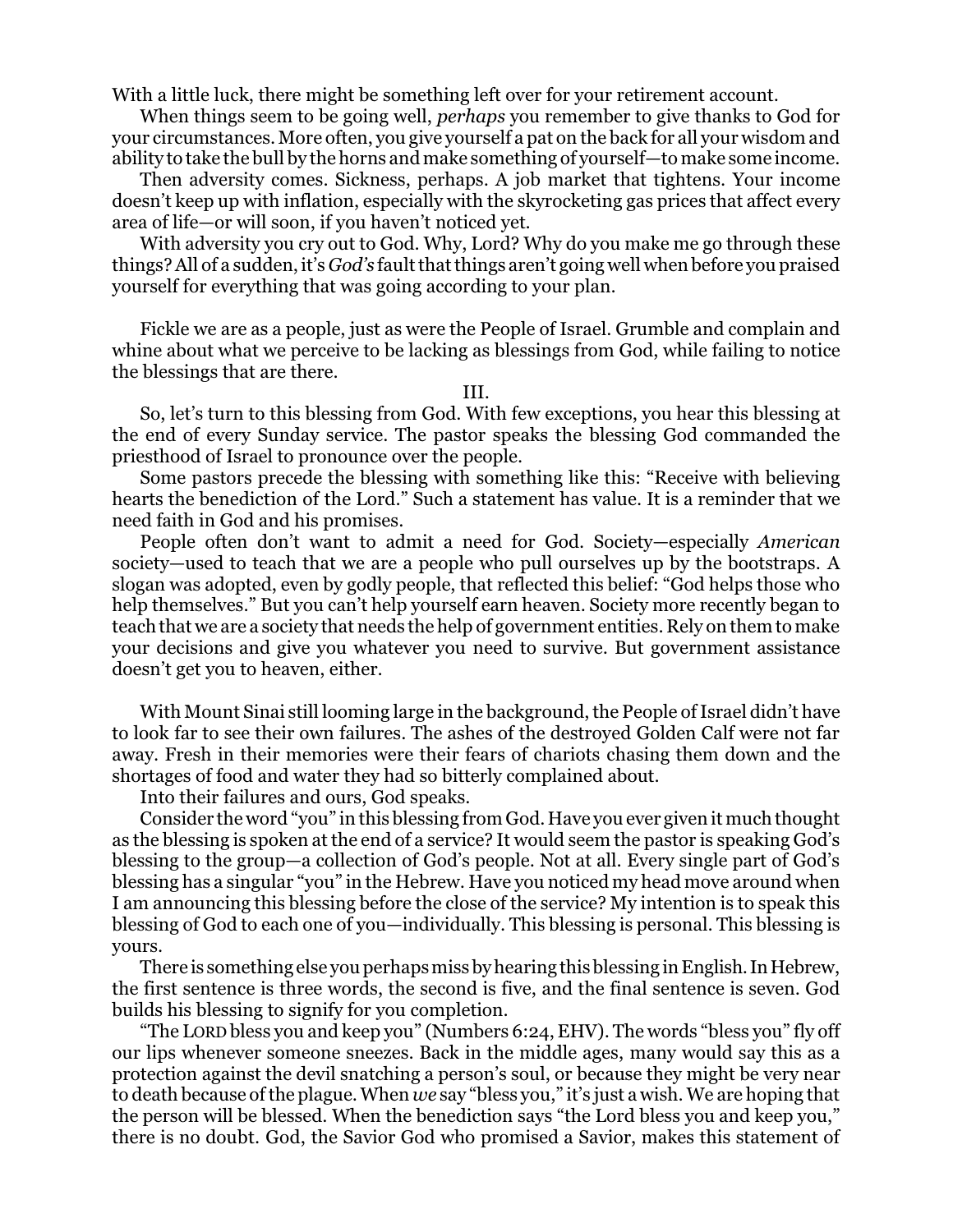With a little luck, there might be something left over for your retirement account.

When things seem to be going well, *perhaps* you remember to give thanks to God for your circumstances. More often, you give yourself a pat on the back for all your wisdom and ability to take the bull by the horns and make something of yourself—to make some income.

Then adversity comes. Sickness, perhaps. A job market that tightens. Your income doesn't keep up with inflation, especially with the skyrocketing gas prices that affect every area of life—or will soon, if you haven't noticed yet.

With adversity you cry out to God. Why, Lord? Why do you make me go through these things? All of a sudden, it's *God's* fault that things aren't going well when before you praised yourself for everything that was going according to your plan.

Fickle we are as a people, just as were the People of Israel. Grumble and complain and whine about what we perceive to be lacking as blessings from God, while failing to notice the blessings that are there.

III.

So, let's turn to this blessing from God. With few exceptions, you hear this blessing at the end of every Sunday service. The pastor speaks the blessing God commanded the priesthood of Israel to pronounce over the people.

Some pastors precede the blessing with something like this: "Receive with believing hearts the benediction of the Lord." Such a statement has value. It is a reminder that we need faith in God and his promises.

People often don't want to admit a need for God. Society—especially *American* society—used to teach that we are a people who pull ourselves up by the bootstraps. A slogan was adopted, even by godly people, that reflected this belief: "God helps those who help themselves." But you can't help yourself earn heaven. Society more recently began to teach that we are a society that needs the help of government entities. Rely on them to make your decisions and give you whatever you need to survive. But government assistance doesn't get you to heaven, either.

With Mount Sinai still looming large in the background, the People of Israel didn't have to look far to see their own failures. The ashes of the destroyed Golden Calf were not far away. Fresh in their memories were their fears of chariots chasing them down and the shortages of food and water they had so bitterly complained about.

Into their failures and ours, God speaks.

Consider the word "you" in this blessing from God. Have you ever given it much thought as the blessing is spoken at the end of a service? It would seem the pastor is speaking God's blessing to the group—a collection of God's people. Not at all. Every single part of God's blessing has a singular "you" in the Hebrew. Have you noticed my head move around when I am announcing this blessing before the close of the service? My intention is to speak this blessing of God to each one of you—individually. This blessing is personal. This blessing is yours.

There is something else you perhaps miss by hearing this blessing in English. In Hebrew, the first sentence is three words, the second is five, and the final sentence is seven. God builds his blessing to signify for you completion.

"The LORD bless you and keep you" (Numbers 6:24, EHV). The words "bless you" fly off our lips whenever someone sneezes. Back in the middle ages, many would say this as a protection against the devil snatching a person's soul, or because they might be very near to death because of the plague. When *we* say "bless you," it's just a wish. We are hoping that the person will be blessed. When the benediction says "the Lord bless you and keep you," there is no doubt. God, the Savior God who promised a Savior, makes this statement of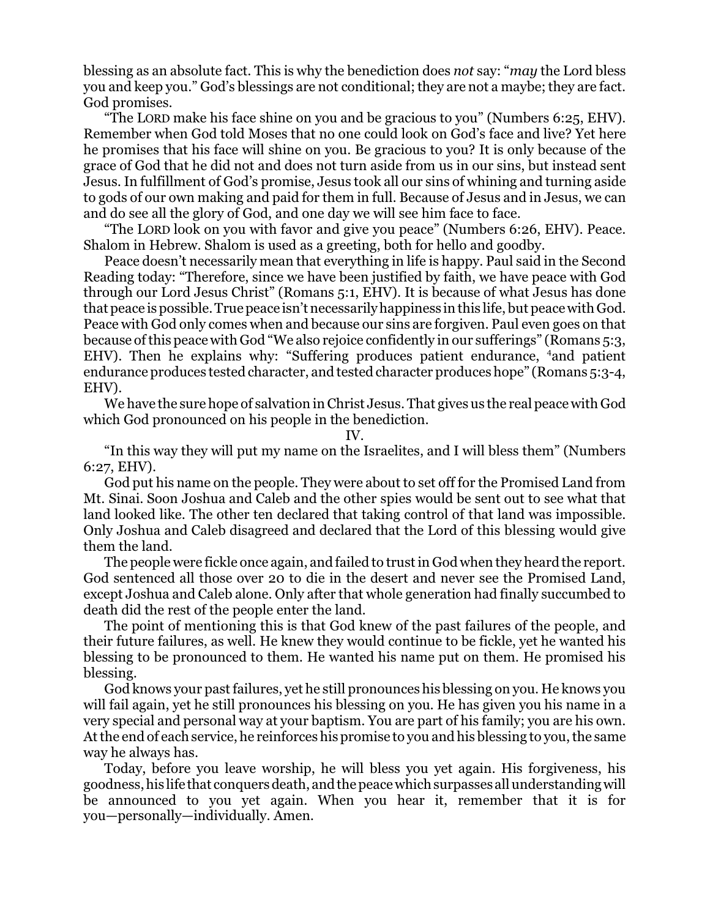blessing as an absolute fact. This is why the benediction does *not* say: "*may* the Lord bless you and keep you." God's blessings are not conditional; they are not a maybe; they are fact. God promises.

"The LORD make his face shine on you and be gracious to you" (Numbers 6:25, EHV). Remember when God told Moses that no one could look on God's face and live? Yet here he promises that his face will shine on you. Be gracious to you? It is only because of the grace of God that he did not and does not turn aside from us in our sins, but instead sent Jesus. In fulfillment of God's promise, Jesus took all our sins of whining and turning aside to gods of our own making and paid for them in full. Because of Jesus and in Jesus, we can and do see all the glory of God, and one day we will see him face to face.

"The LORD look on you with favor and give you peace" (Numbers 6:26, EHV). Peace. Shalom in Hebrew. Shalom is used as a greeting, both for hello and goodby.

Peace doesn't necessarily mean that everything in life is happy. Paul said in the Second Reading today: "Therefore, since we have been justified by faith, we have peace with God through our Lord Jesus Christ" (Romans 5:1, EHV). It is because of what Jesus has done that peace is possible. True peace isn't necessarily happiness in this life, but peace with God. Peace with God only comes when and because our sins are forgiven. Paul even goes on that because of this peace with God "We also rejoice confidently in our sufferings" (Romans 5:3, EHV). Then he explains why: "Suffering produces patient endurance, [4]and patient endurance produces tested character, and tested character produces hope" (Romans 5:3-4, EHV).

We have the sure hope of salvation in Christ Jesus. That gives us the real peace with God which God pronounced on his people in the benediction.

IV.

"In this way they will put my name on the Israelites, and I will bless them" (Numbers 6:27, EHV).

God put his name on the people. They were about to set off for the Promised Land from Mt. Sinai. Soon Joshua and Caleb and the other spies would be sent out to see what that land looked like. The other ten declared that taking control of that land was impossible. Only Joshua and Caleb disagreed and declared that the Lord of this blessing would give them the land.

The people were fickle once again, and failed to trust in God when they heard the report. God sentenced all those over 20 to die in the desert and never see the Promised Land, except Joshua and Caleb alone. Only after that whole generation had finally succumbed to death did the rest of the people enter the land.

The point of mentioning this is that God knew of the past failures of the people, and their future failures, as well. He knew they would continue to be fickle, yet he wanted his blessing to be pronounced to them. He wanted his name put on them. He promised his blessing.

God knows your past failures, yet he still pronounces his blessing on you. He knows you will fail again, yet he still pronounces his blessing on you. He has given you his name in a very special and personal way at your baptism. You are part of his family; you are his own. At the end of each service, he reinforces his promise to you and his blessing to you, the same way he always has.

Today, before you leave worship, he will bless you yet again. His forgiveness, his goodness, his life that conquers death, and the peace which surpasses all understanding will be announced to you yet again. When you hear it, remember that it is for you—personally—individually. Amen.